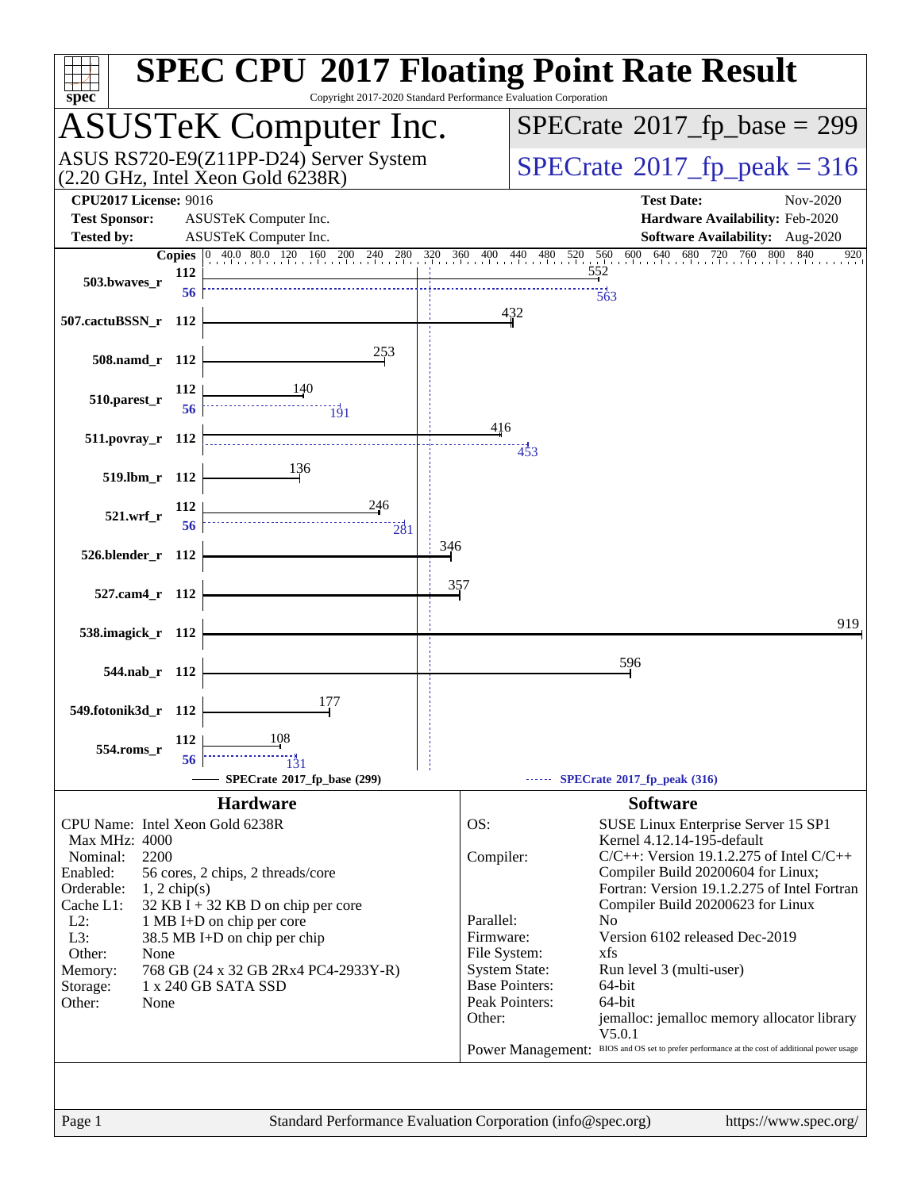# SPEC CPU 2017 Floating Point Rate Result

Copyright 2017-2020 Standard Performance Evaluation Corporation

## ASUSTeK Computer Inc.

ASUS RS720-E9(Z11PP-D24) Server System (2.20 GHz, Intel Xeon Gold 6238R)

**SPECrate 2017_fp_base = 299**

**SPECrate 2017_fp_peak = 316**

| | | | |
|---|---|---|---|
| **CPU2017 License:** | 9016 | **Test Date:** | Nov-2020 |
| **Test Sponsor:** | ASUSTeK Computer Inc. | **Hardware Availability:** | Feb-2020 |
| **Tested by:** | ASUSTeK Computer Inc. | **Software Availability:** | Aug-2020 |

| Benchmark | Copies (base) | Base | Copies (peak) | Peak |
|---|---|---|---|---|
| 503.bwaves_r | 112 | 552 | 56 | 563 |
| 507.cactuBSSN_r | 112 | 432 | | |
| 508.namd_r | 112 | 253 | | |
| 510.parest_r | 112 | 140 | 56 | 191 |
| 511.povray_r | 112 | 416 | 112 | 453 |
| 519.lbm_r | 112 | 136 | | |
| 521.wrf_r | 112 | 246 | 56 | 281 |
| 526.blender_r | 112 | 346 | | |
| 527.cam4_r | 112 | 357 | | |
| 538.imagick_r | 112 | 919 | | |
| 544.nab_r | 112 | 596 | | |
| 549.fotonik3d_r | 112 | 177 | | |
| 554.roms_r | 112 | 108 | 56 | 131 |

SPECrate 2017_fp_base (299) — SPECrate 2017_fp_peak (316)

### Hardware

| | |
|---|---|
| CPU Name: | Intel Xeon Gold 6238R |
| Max MHz: | 4000 |
| Nominal: | 2200 |
| Enabled: | 56 cores, 2 chips, 2 threads/core |
| Orderable: | 1, 2 chip(s) |
| Cache L1: | 32 KB I + 32 KB D on chip per core |
| L2: | 1 MB I+D on chip per core |
| L3: | 38.5 MB I+D on chip per chip |
| Other: | None |
| Memory: | 768 GB (24 x 32 GB 2Rx4 PC4-2933Y-R) |
| Storage: | 1 x 240 GB SATA SSD |
| Other: | None |

### Software

| | |
|---|---|
| OS: | SUSE Linux Enterprise Server 15 SP1 Kernel 4.12.14-195-default |
| Compiler: | C/C++: Version 19.1.2.275 of Intel C/C++ Compiler Build 20200604 for Linux; Fortran: Version 19.1.2.275 of Intel Fortran Compiler Build 20200623 for Linux |
| Parallel: | No |
| Firmware: | Version 6102 released Dec-2019 |
| File System: | xfs |
| System State: | Run level 3 (multi-user) |
| Base Pointers: | 64-bit |
| Peak Pointers: | 64-bit |
| Other: | jemalloc: jemalloc memory allocator library V5.0.1 |
| Power Management: | BIOS and OS set to prefer performance at the cost of additional power usage |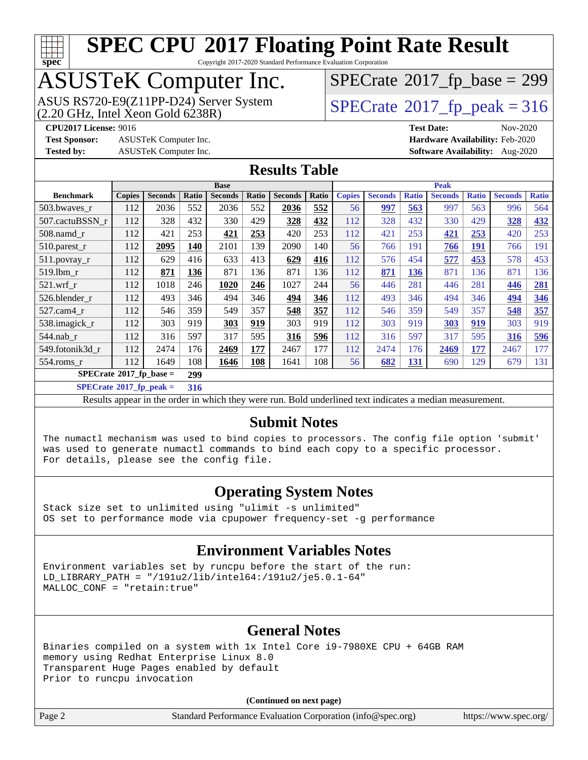# SPEC CPU 2017 Floating Point Rate Result

Copyright 2017-2020 Standard Performance Evaluation Corporation

## ASUSTeK Computer Inc.

ASUS RS720-E9(Z11PP-D24) Server System
(2.20 GHz, Intel Xeon Gold 6238R)

SPECrate 2017_fp_base = 299

SPECrate 2017_fp_peak = 316

**CPU2017 License:** 9016
**Test Sponsor:** ASUSTeK Computer Inc.
**Tested by:** ASUSTeK Computer Inc.

**Test Date:** Nov-2020
**Hardware Availability:** Feb-2020
**Software Availability:** Aug-2020

## Results Table

| Benchmark | Base | | | | | | | Peak | | | | | | |
|---|---|---|---|---|---|---|---|---|---|---|---|---|---|---|
| | Copies | Seconds | Ratio | Seconds | Ratio | Seconds | Ratio | Copies | Seconds | Ratio | Seconds | Ratio | Seconds | Ratio |
| 503.bwaves_r | 112 | 2036 | 552 | 2036 | 552 | **2036** | **552** | 56 | **997** | **563** | 997 | 563 | 996 | 564 |
| 507.cactuBSSN_r | 112 | 328 | 432 | 330 | 429 | **328** | **432** | 112 | 328 | 432 | 330 | 429 | **328** | **432** |
| 508.namd_r | 112 | 421 | 253 | **421** | **253** | 420 | 253 | 112 | 421 | 253 | **421** | **253** | 420 | 253 |
| 510.parest_r | 112 | **2095** | **140** | 2101 | 139 | 2090 | 140 | 56 | 766 | 191 | **766** | **191** | 766 | 191 |
| 511.povray_r | 112 | 629 | 416 | 633 | 413 | **629** | **416** | 112 | 576 | 454 | **577** | **453** | 578 | 453 |
| 519.lbm_r | 112 | **871** | **136** | 871 | 136 | 871 | 136 | 112 | **871** | **136** | 871 | 136 | 871 | 136 |
| 521.wrf_r | 112 | 1018 | 246 | **1020** | **246** | 1027 | 244 | 56 | 446 | 281 | 446 | 281 | **446** | **281** |
| 526.blender_r | 112 | 493 | 346 | 494 | 346 | **494** | **346** | 112 | 493 | 346 | 494 | 346 | **494** | **346** |
| 527.cam4_r | 112 | 546 | 359 | 549 | 357 | **548** | **357** | 112 | 546 | 359 | 549 | 357 | **548** | **357** |
| 538.imagick_r | 112 | 303 | 919 | **303** | **919** | 303 | 919 | 112 | 303 | 919 | **303** | **919** | 303 | 919 |
| 544.nab_r | 112 | 316 | 597 | 317 | 595 | **316** | **596** | 112 | 316 | 597 | 317 | 595 | **316** | **596** |
| 549.fotonik3d_r | 112 | 2474 | 176 | **2469** | **177** | 2467 | 177 | 112 | 2474 | 176 | **2469** | **177** | 2467 | 177 |
| 554.roms_r | 112 | 1649 | 108 | **1646** | **108** | 1641 | 108 | 56 | **682** | **131** | 690 | 129 | 679 | 131 |

**SPECrate 2017_fp_base = 299**

**SPECrate 2017_fp_peak = 316**

Results appear in the order in which they were run. Bold underlined text indicates a median measurement.

## Submit Notes

```
The numactl mechanism was used to bind copies to processors. The config file option 'submit'
was used to generate numactl commands to bind each copy to a specific processor.
For details, please see the config file.
```

## Operating System Notes

```
Stack size set to unlimited using "ulimit -s unlimited"
OS set to performance mode via cpupower frequency-set -g performance
```

## Environment Variables Notes

```
Environment variables set by runcpu before the start of the run:
LD_LIBRARY_PATH = "/191u2/lib/intel64:/191u2/je5.0.1-64"
MALLOC_CONF = "retain:true"
```

## General Notes

```
Binaries compiled on a system with 1x Intel Core i9-7980XE CPU + 64GB RAM
memory using Redhat Enterprise Linux 8.0
Transparent Huge Pages enabled by default
Prior to runcpu invocation
```

**(Continued on next page)**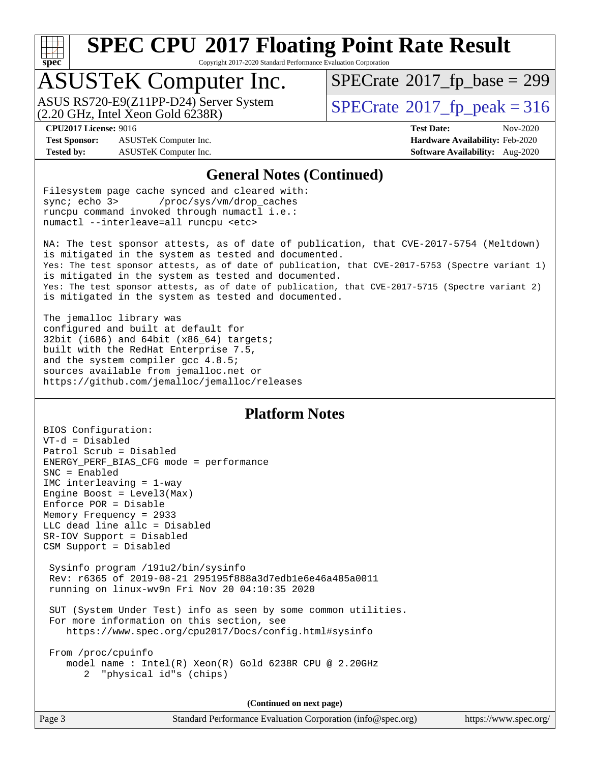# SPEC CPU 2017 Floating Point Rate Result

Copyright 2017-2020 Standard Performance Evaluation Corporation

## ASUSTeK Computer Inc.

ASUS RS720-E9(Z11PP-D24) Server System
(2.20 GHz, Intel Xeon Gold 6238R)

SPECrate 2017_fp_base = 299

SPECrate 2017_fp_peak = 316

**CPU2017 License:** 9016
**Test Sponsor:** ASUSTeK Computer Inc.
**Tested by:** ASUSTeK Computer Inc.

**Test Date:** Nov-2020
**Hardware Availability:** Feb-2020
**Software Availability:** Aug-2020

### General Notes (Continued)

```
Filesystem page cache synced and cleared with:
sync; echo 3>       /proc/sys/vm/drop_caches
runcpu command invoked through numactl i.e.:
numactl --interleave=all runcpu <etc>

NA: The test sponsor attests, as of date of publication, that CVE-2017-5754 (Meltdown)
is mitigated in the system as tested and documented.
Yes: The test sponsor attests, as of date of publication, that CVE-2017-5753 (Spectre variant 1)
is mitigated in the system as tested and documented.
Yes: The test sponsor attests, as of date of publication, that CVE-2017-5715 (Spectre variant 2)
is mitigated in the system as tested and documented.

The jemalloc library was
configured and built at default for
32bit (i686) and 64bit (x86_64) targets;
built with the RedHat Enterprise 7.5,
and the system compiler gcc 4.8.5;
sources available from jemalloc.net or
https://github.com/jemalloc/jemalloc/releases
```

### Platform Notes

```
BIOS Configuration:
VT-d = Disabled
Patrol Scrub = Disabled
ENERGY_PERF_BIAS_CFG mode = performance
SNC = Enabled
IMC interleaving = 1-way
Engine Boost = Level3(Max)
Enforce POR = Disable
Memory Frequency = 2933
LLC dead line allc = Disabled
SR-IOV Support = Disabled
CSM Support = Disabled

 Sysinfo program /191u2/bin/sysinfo
 Rev: r6365 of 2019-08-21 295195f888a3d7edb1e6e46a485a0011
 running on linux-wv9n Fri Nov 20 04:10:35 2020

 SUT (System Under Test) info as seen by some common utilities.
 For more information on this section, see
    https://www.spec.org/cpu2017/Docs/config.html#sysinfo

 From /proc/cpuinfo
    model name : Intel(R) Xeon(R) Gold 6238R CPU @ 2.20GHz
       2  "physical id"s (chips)
```

**(Continued on next page)**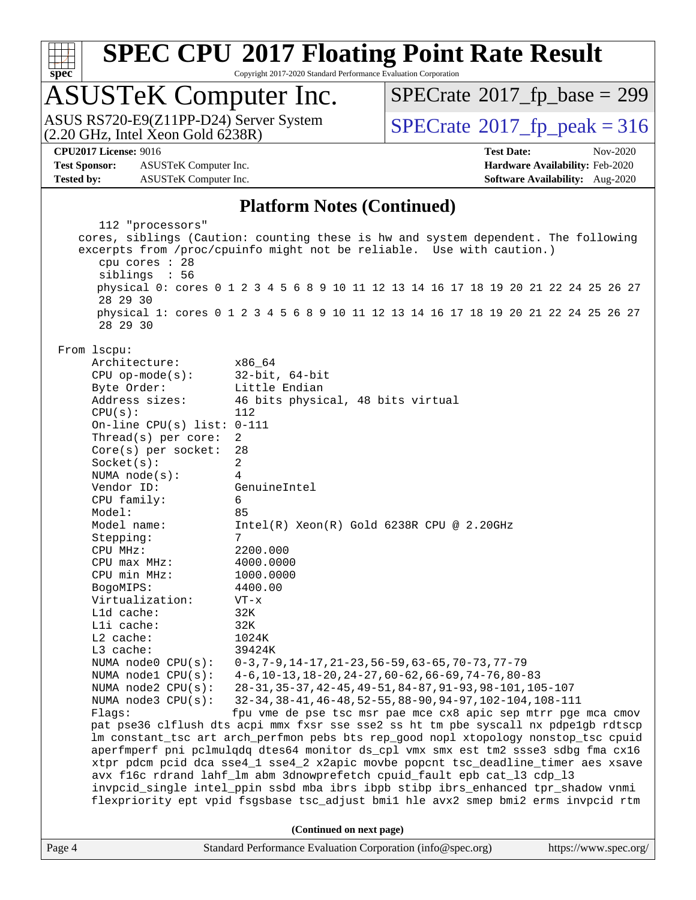## Platform Notes (Continued)

```
     112 "processors"
   cores, siblings (Caution: counting these is hw and system dependent. The following
   excerpts from /proc/cpuinfo might not be reliable.  Use with caution.)
     cpu cores : 28
     siblings  : 56
     physical 0: cores 0 1 2 3 4 5 6 8 9 10 11 12 13 14 16 17 18 19 20 21 22 24 25 26 27
     28 29 30
     physical 1: cores 0 1 2 3 4 5 6 8 9 10 11 12 13 14 16 17 18 19 20 21 22 24 25 26 27
     28 29 30

 From lscpu:
      Architecture:        x86_64
      CPU op-mode(s):      32-bit, 64-bit
      Byte Order:          Little Endian
      Address sizes:       46 bits physical, 48 bits virtual
      CPU(s):              112
      On-line CPU(s) list: 0-111
      Thread(s) per core:  2
      Core(s) per socket:  28
      Socket(s):           2
      NUMA node(s):        4
      Vendor ID:           GenuineIntel
      CPU family:          6
      Model:               85
      Model name:          Intel(R) Xeon(R) Gold 6238R CPU @ 2.20GHz
      Stepping:            7
      CPU MHz:             2200.000
      CPU max MHz:         4000.0000
      CPU min MHz:         1000.0000
      BogoMIPS:            4400.00
      Virtualization:      VT-x
      L1d cache:           32K
      L1i cache:           32K
      L2 cache:            1024K
      L3 cache:            39424K
      NUMA node0 CPU(s):   0-3,7-9,14-17,21-23,56-59,63-65,70-73,77-79
      NUMA node1 CPU(s):   4-6,10-13,18-20,24-27,60-62,66-69,74-76,80-83
      NUMA node2 CPU(s):   28-31,35-37,42-45,49-51,84-87,91-93,98-101,105-107
      NUMA node3 CPU(s):   32-34,38-41,46-48,52-55,88-90,94-97,102-104,108-111
      Flags:               fpu vme de pse tsc msr pae mce cx8 apic sep mtrr pge mca cmov
      pat pse36 clflush dts acpi mmx fxsr sse sse2 ss ht tm pbe syscall nx pdpe1gb rdtscp
      lm constant_tsc art arch_perfmon pebs bts rep_good nopl xtopology nonstop_tsc cpuid
      aperfmperf pni pclmulqdq dtes64 monitor ds_cpl vmx smx est tm2 ssse3 sdbg fma cx16
      xtpr pdcm pcid dca sse4_1 sse4_2 x2apic movbe popcnt tsc_deadline_timer aes xsave
      avx f16c rdrand lahf_lm abm 3dnowprefetch cpuid_fault epb cat_l3 cdp_l3
      invpcid_single intel_ppin ssbd mba ibrs ibpb stibp ibrs_enhanced tpr_shadow vnmi
      flexpriority ept vpid fsgsbase tsc_adjust bmi1 hle avx2 smep bmi2 erms invpcid rtm
```

**(Continued on next page)**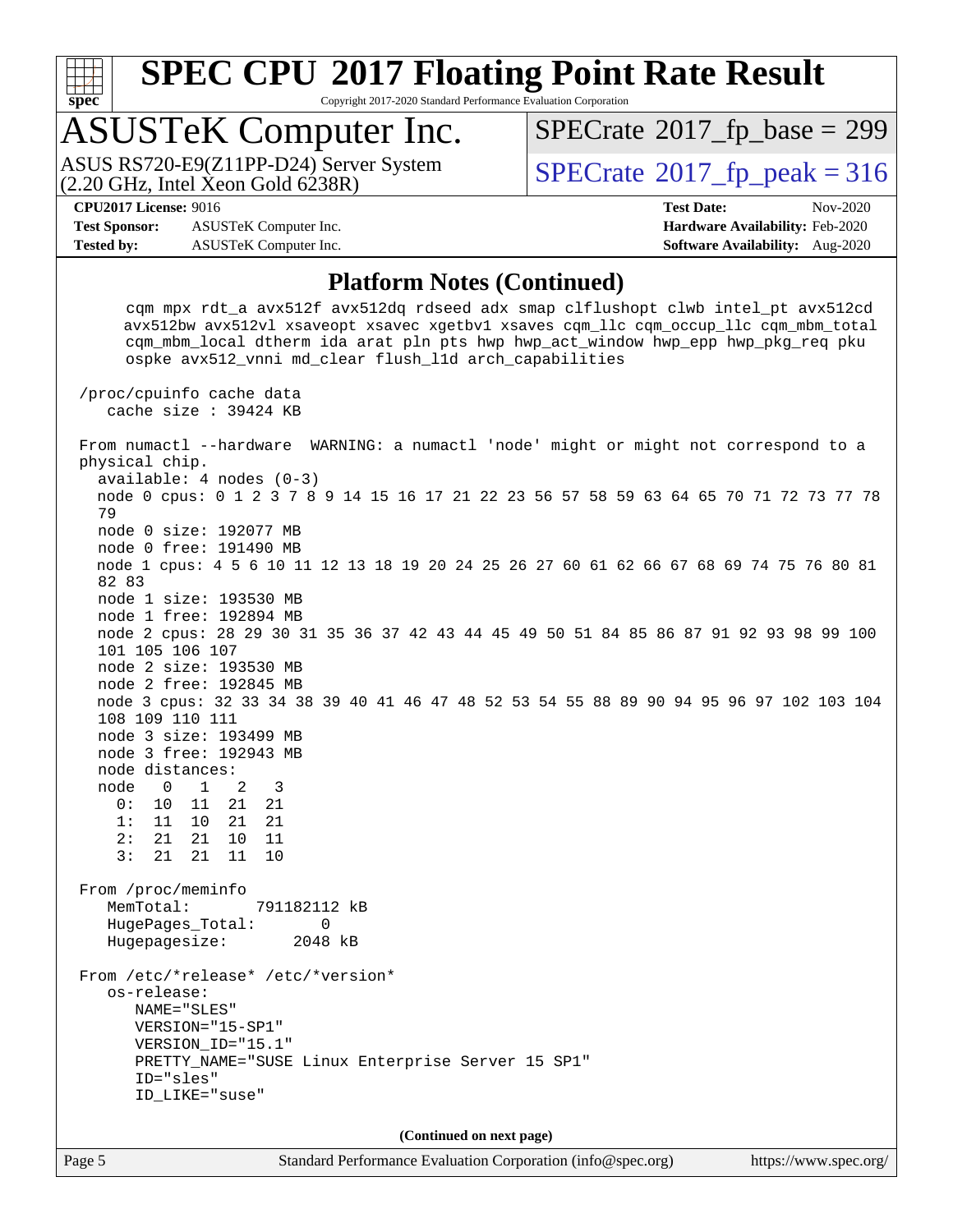## Platform Notes (Continued)

```
      cqm mpx rdt_a avx512f avx512dq rdseed adx smap clflushopt clwb intel_pt avx512cd
      avx512bw avx512vl xsaveopt xsavec xgetbv1 xsaves cqm_llc cqm_occup_llc cqm_mbm_total
      cqm_mbm_local dtherm ida arat pln pts hwp hwp_act_window hwp_epp hwp_pkg_req pku
      ospke avx512_vnni md_clear flush_l1d arch_capabilities

 /proc/cpuinfo cache data
    cache size : 39424 KB

 From numactl --hardware  WARNING: a numactl 'node' might or might not correspond to a
 physical chip.
   available: 4 nodes (0-3)
   node 0 cpus: 0 1 2 3 7 8 9 14 15 16 17 21 22 23 56 57 58 59 63 64 65 70 71 72 73 77 78
   79
   node 0 size: 192077 MB
   node 0 free: 191490 MB
   node 1 cpus: 4 5 6 10 11 12 13 18 19 20 24 25 26 27 60 61 62 66 67 68 69 74 75 76 80 81
   82 83
   node 1 size: 193530 MB
   node 1 free: 192894 MB
   node 2 cpus: 28 29 30 31 35 36 37 42 43 44 45 49 50 51 84 85 86 87 91 92 93 98 99 100
   101 105 106 107
   node 2 size: 193530 MB
   node 2 free: 192845 MB
   node 3 cpus: 32 33 34 38 39 40 41 46 47 48 52 53 54 55 88 89 90 94 95 96 97 102 103 104
   108 109 110 111
   node 3 size: 193499 MB
   node 3 free: 192943 MB
   node distances:
   node   0   1   2   3
     0:  10  11  21  21
     1:  11  10  21  21
     2:  21  21  10  11
     3:  21  21  11  10

 From /proc/meminfo
    MemTotal:       791182112 kB
    HugePages_Total:       0
    Hugepagesize:       2048 kB

 From /etc/*release* /etc/*version*
    os-release:
       NAME="SLES"
       VERSION="15-SP1"
       VERSION_ID="15.1"
       PRETTY_NAME="SUSE Linux Enterprise Server 15 SP1"
       ID="sles"
       ID_LIKE="suse"
```

**(Continued on next page)**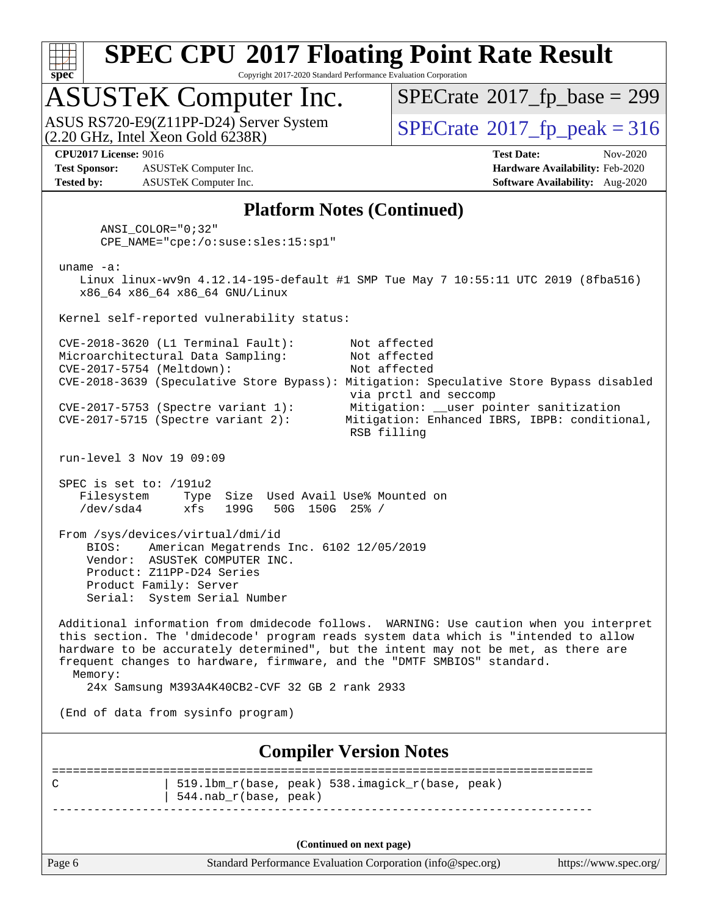# SPEC CPU 2017 Floating Point Rate Result

Copyright 2017-2020 Standard Performance Evaluation Corporation

## ASUSTeK Computer Inc.

ASUS RS720-E9(Z11PP-D24) Server System
(2.20 GHz, Intel Xeon Gold 6238R)

SPECrate 2017_fp_base = 299

SPECrate 2017_fp_peak = 316

**CPU2017 License:** 9016
**Test Sponsor:** ASUSTeK Computer Inc.
**Tested by:** ASUSTeK Computer Inc.

**Test Date:** Nov-2020
**Hardware Availability:** Feb-2020
**Software Availability:** Aug-2020

### Platform Notes (Continued)

```
      ANSI_COLOR="0;32"
      CPE_NAME="cpe:/o:suse:sles:15:sp1"

 uname -a:
    Linux linux-wv9n 4.12.14-195-default #1 SMP Tue May 7 10:55:11 UTC 2019 (8fba516)
    x86_64 x86_64 x86_64 GNU/Linux

 Kernel self-reported vulnerability status:

 CVE-2018-3620 (L1 Terminal Fault):        Not affected
 Microarchitectural Data Sampling:         Not affected
 CVE-2017-5754 (Meltdown):                 Not affected
 CVE-2018-3639 (Speculative Store Bypass): Mitigation: Speculative Store Bypass disabled
                                           via prctl and seccomp
 CVE-2017-5753 (Spectre variant 1):        Mitigation: __user pointer sanitization
 CVE-2017-5715 (Spectre variant 2):        Mitigation: Enhanced IBRS, IBPB: conditional,
                                           RSB filling

 run-level 3 Nov 19 09:09

 SPEC is set to: /191u2
    Filesystem     Type  Size  Used Avail Use% Mounted on
    /dev/sda4      xfs   199G   50G  150G  25% /

 From /sys/devices/virtual/dmi/id
     BIOS:    American Megatrends Inc. 6102 12/05/2019
     Vendor:  ASUSTeK COMPUTER INC.
     Product: Z11PP-D24 Series
     Product Family: Server
     Serial:  System Serial Number

 Additional information from dmidecode follows.  WARNING: Use caution when you interpret
 this section. The 'dmidecode' program reads system data which is "intended to allow
 hardware to be accurately determined", but the intent may not be met, as there are
 frequent changes to hardware, firmware, and the "DMTF SMBIOS" standard.
   Memory:
     24x Samsung M393A4K40CB2-CVF 32 GB 2 rank 2933

 (End of data from sysinfo program)
```

### Compiler Version Notes

```
==============================================================================
C               | 519.lbm_r(base, peak) 538.imagick_r(base, peak)
                | 544.nab_r(base, peak)
------------------------------------------------------------------------------
```

(Continued on next page)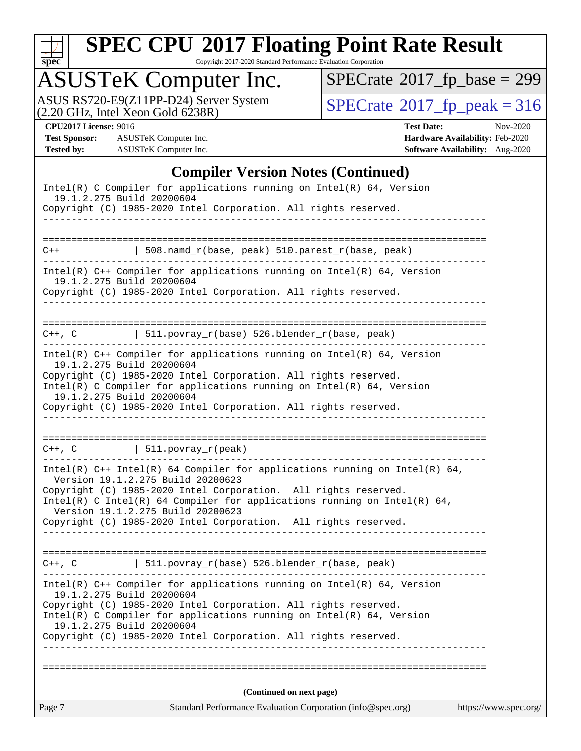## Compiler Version Notes (Continued)

```
Intel(R) C Compiler for applications running on Intel(R) 64, Version
  19.1.2.275 Build 20200604
Copyright (C) 1985-2020 Intel Corporation. All rights reserved.
------------------------------------------------------------------------------

==============================================================================
C++            | 508.namd_r(base, peak) 510.parest_r(base, peak)
------------------------------------------------------------------------------
Intel(R) C++ Compiler for applications running on Intel(R) 64, Version
  19.1.2.275 Build 20200604
Copyright (C) 1985-2020 Intel Corporation. All rights reserved.
------------------------------------------------------------------------------

==============================================================================
C++, C         | 511.povray_r(base) 526.blender_r(base, peak)
------------------------------------------------------------------------------
Intel(R) C++ Compiler for applications running on Intel(R) 64, Version
  19.1.2.275 Build 20200604
Copyright (C) 1985-2020 Intel Corporation. All rights reserved.
Intel(R) C Compiler for applications running on Intel(R) 64, Version
  19.1.2.275 Build 20200604
Copyright (C) 1985-2020 Intel Corporation. All rights reserved.
------------------------------------------------------------------------------

==============================================================================
C++, C         | 511.povray_r(peak)
------------------------------------------------------------------------------
Intel(R) C++ Intel(R) 64 Compiler for applications running on Intel(R) 64,
  Version 19.1.2.275 Build 20200623
Copyright (C) 1985-2020 Intel Corporation.  All rights reserved.
Intel(R) C Intel(R) 64 Compiler for applications running on Intel(R) 64,
  Version 19.1.2.275 Build 20200623
Copyright (C) 1985-2020 Intel Corporation.  All rights reserved.
------------------------------------------------------------------------------

==============================================================================
C++, C         | 511.povray_r(base) 526.blender_r(base, peak)
------------------------------------------------------------------------------
Intel(R) C++ Compiler for applications running on Intel(R) 64, Version
  19.1.2.275 Build 20200604
Copyright (C) 1985-2020 Intel Corporation. All rights reserved.
Intel(R) C Compiler for applications running on Intel(R) 64, Version
  19.1.2.275 Build 20200604
Copyright (C) 1985-2020 Intel Corporation. All rights reserved.
------------------------------------------------------------------------------

==============================================================================
```

(Continued on next page)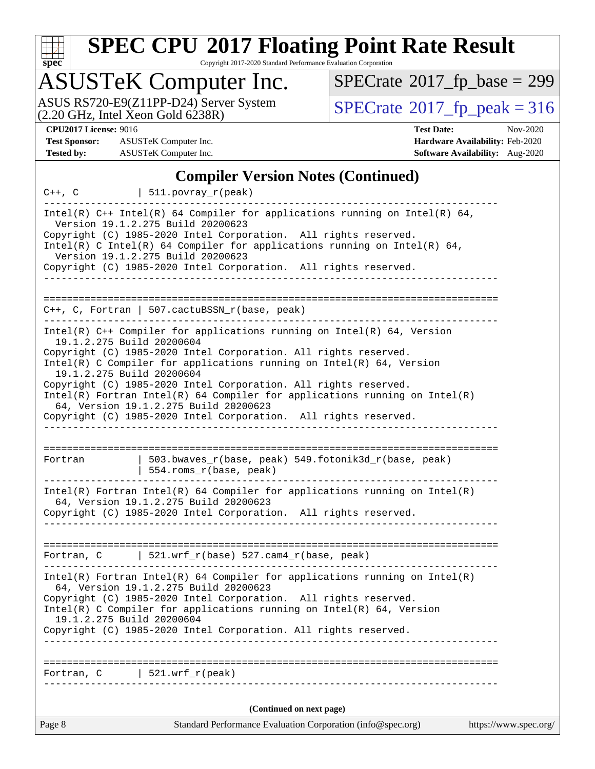## Compiler Version Notes (Continued)

```
C++, C          | 511.povray_r(peak)
------------------------------------------------------------------------------
Intel(R) C++ Intel(R) 64 Compiler for applications running on Intel(R) 64,
  Version 19.1.2.275 Build 20200623
Copyright (C) 1985-2020 Intel Corporation.  All rights reserved.
Intel(R) C Intel(R) 64 Compiler for applications running on Intel(R) 64,
  Version 19.1.2.275 Build 20200623
Copyright (C) 1985-2020 Intel Corporation.  All rights reserved.
------------------------------------------------------------------------------

==============================================================================
C++, C, Fortran | 507.cactuBSSN_r(base, peak)
------------------------------------------------------------------------------
Intel(R) C++ Compiler for applications running on Intel(R) 64, Version
  19.1.2.275 Build 20200604
Copyright (C) 1985-2020 Intel Corporation. All rights reserved.
Intel(R) C Compiler for applications running on Intel(R) 64, Version
  19.1.2.275 Build 20200604
Copyright (C) 1985-2020 Intel Corporation. All rights reserved.
Intel(R) Fortran Intel(R) 64 Compiler for applications running on Intel(R)
  64, Version 19.1.2.275 Build 20200623
Copyright (C) 1985-2020 Intel Corporation.  All rights reserved.
------------------------------------------------------------------------------

==============================================================================
Fortran         | 503.bwaves_r(base, peak) 549.fotonik3d_r(base, peak)
                | 554.roms_r(base, peak)
------------------------------------------------------------------------------
Intel(R) Fortran Intel(R) 64 Compiler for applications running on Intel(R)
  64, Version 19.1.2.275 Build 20200623
Copyright (C) 1985-2020 Intel Corporation.  All rights reserved.
------------------------------------------------------------------------------

==============================================================================
Fortran, C      | 521.wrf_r(base) 527.cam4_r(base, peak)
------------------------------------------------------------------------------
Intel(R) Fortran Intel(R) 64 Compiler for applications running on Intel(R)
  64, Version 19.1.2.275 Build 20200623
Copyright (C) 1985-2020 Intel Corporation.  All rights reserved.
Intel(R) C Compiler for applications running on Intel(R) 64, Version
  19.1.2.275 Build 20200604
Copyright (C) 1985-2020 Intel Corporation. All rights reserved.
------------------------------------------------------------------------------

==============================================================================
Fortran, C      | 521.wrf_r(peak)
------------------------------------------------------------------------------
```

(Continued on next page)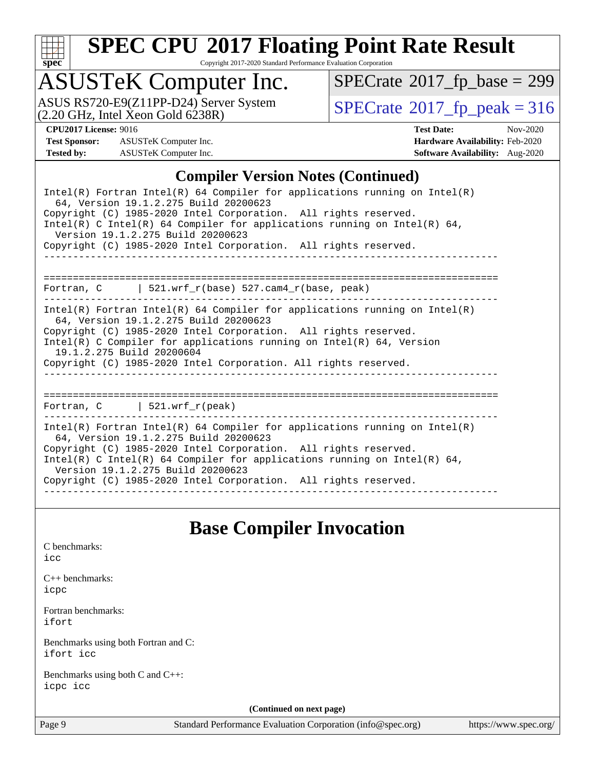## Compiler Version Notes (Continued)

```
Intel(R) Fortran Intel(R) 64 Compiler for applications running on Intel(R)
  64, Version 19.1.2.275 Build 20200623
Copyright (C) 1985-2020 Intel Corporation.  All rights reserved.
Intel(R) C Intel(R) 64 Compiler for applications running on Intel(R) 64,
  Version 19.1.2.275 Build 20200623
Copyright (C) 1985-2020 Intel Corporation.  All rights reserved.
------------------------------------------------------------------------------

==============================================================================
Fortran, C      | 521.wrf_r(base) 527.cam4_r(base, peak)
------------------------------------------------------------------------------
Intel(R) Fortran Intel(R) 64 Compiler for applications running on Intel(R)
  64, Version 19.1.2.275 Build 20200623
Copyright (C) 1985-2020 Intel Corporation.  All rights reserved.
Intel(R) C Compiler for applications running on Intel(R) 64, Version
  19.1.2.275 Build 20200604
Copyright (C) 1985-2020 Intel Corporation. All rights reserved.
------------------------------------------------------------------------------

==============================================================================
Fortran, C      | 521.wrf_r(peak)
------------------------------------------------------------------------------
Intel(R) Fortran Intel(R) 64 Compiler for applications running on Intel(R)
  64, Version 19.1.2.275 Build 20200623
Copyright (C) 1985-2020 Intel Corporation.  All rights reserved.
Intel(R) C Intel(R) 64 Compiler for applications running on Intel(R) 64,
  Version 19.1.2.275 Build 20200623
Copyright (C) 1985-2020 Intel Corporation.  All rights reserved.
------------------------------------------------------------------------------
```

# Base Compiler Invocation

C benchmarks:
icc

C++ benchmarks:
icpc

Fortran benchmarks:
ifort

Benchmarks using both Fortran and C:
ifort icc

Benchmarks using both C and C++:
icpc icc

**(Continued on next page)**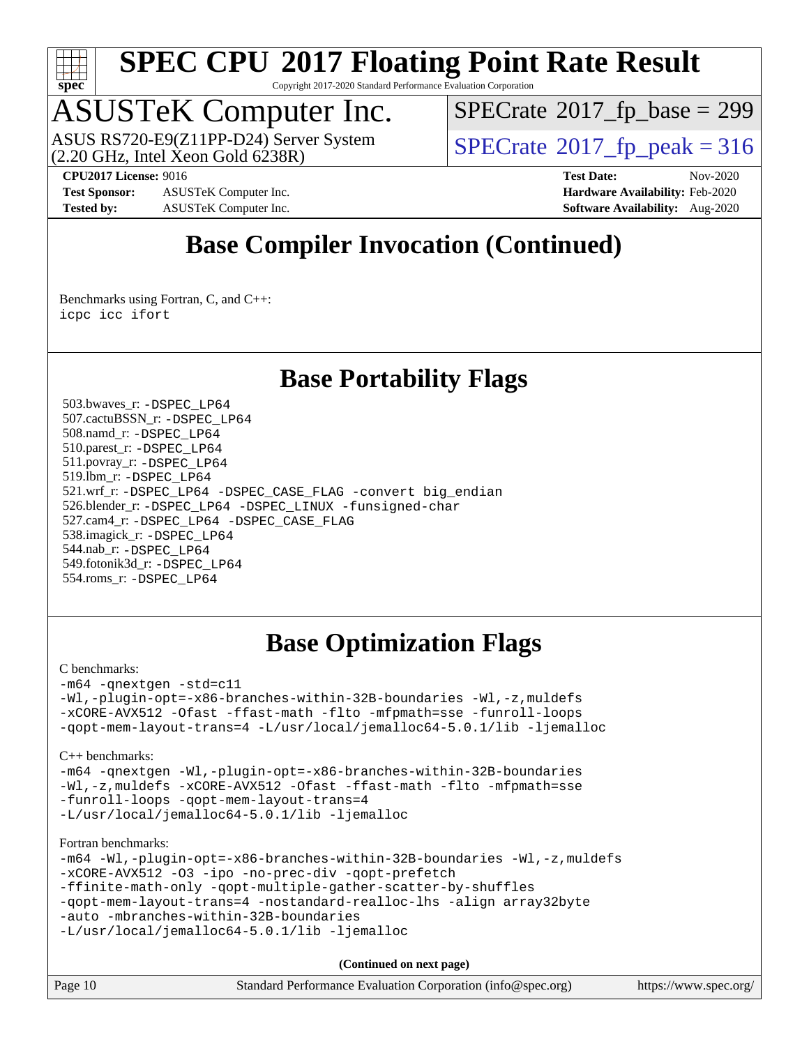# SPEC CPU 2017 Floating Point Rate Result

Copyright 2017-2020 Standard Performance Evaluation Corporation

## ASUSTeK Computer Inc.

ASUS RS720-E9(Z11PP-D24) Server System
(2.20 GHz, Intel Xeon Gold 6238R)

SPECrate 2017_fp_base = 299

SPECrate 2017_fp_peak = 316

**CPU2017 License:** 9016
**Test Sponsor:** ASUSTeK Computer Inc.
**Tested by:** ASUSTeK Computer Inc.

**Test Date:** Nov-2020
**Hardware Availability:** Feb-2020
**Software Availability:** Aug-2020

## Base Compiler Invocation (Continued)

Benchmarks using Fortran, C, and C++:
```
icpc icc ifort
```

## Base Portability Flags

503.bwaves_r: `-DSPEC_LP64`
507.cactuBSSN_r: `-DSPEC_LP64`
508.namd_r: `-DSPEC_LP64`
510.parest_r: `-DSPEC_LP64`
511.povray_r: `-DSPEC_LP64`
519.lbm_r: `-DSPEC_LP64`
521.wrf_r: `-DSPEC_LP64 -DSPEC_CASE_FLAG -convert big_endian`
526.blender_r: `-DSPEC_LP64 -DSPEC_LINUX -funsigned-char`
527.cam4_r: `-DSPEC_LP64 -DSPEC_CASE_FLAG`
538.imagick_r: `-DSPEC_LP64`
544.nab_r: `-DSPEC_LP64`
549.fotonik3d_r: `-DSPEC_LP64`
554.roms_r: `-DSPEC_LP64`

## Base Optimization Flags

C benchmarks:
```
-m64 -qnextgen -std=c11
-Wl,-plugin-opt=-x86-branches-within-32B-boundaries -Wl,-z,muldefs
-xCORE-AVX512 -Ofast -ffast-math -flto -mfpmath=sse -funroll-loops
-qopt-mem-layout-trans=4 -L/usr/local/jemalloc64-5.0.1/lib -ljemalloc
```

C++ benchmarks:
```
-m64 -qnextgen -Wl,-plugin-opt=-x86-branches-within-32B-boundaries
-Wl,-z,muldefs -xCORE-AVX512 -Ofast -ffast-math -flto -mfpmath=sse
-funroll-loops -qopt-mem-layout-trans=4
-L/usr/local/jemalloc64-5.0.1/lib -ljemalloc
```

Fortran benchmarks:
```
-m64 -Wl,-plugin-opt=-x86-branches-within-32B-boundaries -Wl,-z,muldefs
-xCORE-AVX512 -O3 -ipo -no-prec-div -qopt-prefetch
-ffinite-math-only -qopt-multiple-gather-scatter-by-shuffles
-qopt-mem-layout-trans=4 -nostandard-realloc-lhs -align array32byte
-auto -mbranches-within-32B-boundaries
-L/usr/local/jemalloc64-5.0.1/lib -ljemalloc
```

**(Continued on next page)**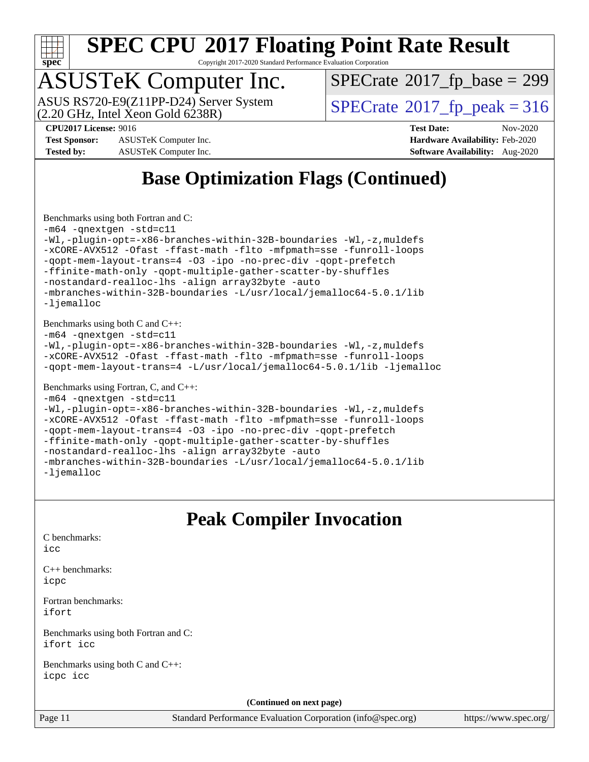# Base Optimization Flags (Continued)

Benchmarks using both Fortran and C:

```
-m64 -qnextgen -std=c11
-Wl,-plugin-opt=-x86-branches-within-32B-boundaries -Wl,-z,muldefs
-xCORE-AVX512 -Ofast -ffast-math -flto -mfpmath=sse -funroll-loops
-qopt-mem-layout-trans=4 -O3 -ipo -no-prec-div -qopt-prefetch
-ffinite-math-only -qopt-multiple-gather-scatter-by-shuffles
-nostandard-realloc-lhs -align array32byte -auto
-mbranches-within-32B-boundaries -L/usr/local/jemalloc64-5.0.1/lib
-ljemalloc
```

Benchmarks using both C and C++:

```
-m64 -qnextgen -std=c11
-Wl,-plugin-opt=-x86-branches-within-32B-boundaries -Wl,-z,muldefs
-xCORE-AVX512 -Ofast -ffast-math -flto -mfpmath=sse -funroll-loops
-qopt-mem-layout-trans=4 -L/usr/local/jemalloc64-5.0.1/lib -ljemalloc
```

Benchmarks using Fortran, C, and C++:

```
-m64 -qnextgen -std=c11
-Wl,-plugin-opt=-x86-branches-within-32B-boundaries -Wl,-z,muldefs
-xCORE-AVX512 -Ofast -ffast-math -flto -mfpmath=sse -funroll-loops
-qopt-mem-layout-trans=4 -O3 -ipo -no-prec-div -qopt-prefetch
-ffinite-math-only -qopt-multiple-gather-scatter-by-shuffles
-nostandard-realloc-lhs -align array32byte -auto
-mbranches-within-32B-boundaries -L/usr/local/jemalloc64-5.0.1/lib
-ljemalloc
```

# Peak Compiler Invocation

C benchmarks:
`icc`

C++ benchmarks:
`icpc`

Fortran benchmarks:
`ifort`

Benchmarks using both Fortran and C:
`ifort icc`

Benchmarks using both C and C++:
`icpc icc`

**(Continued on next page)**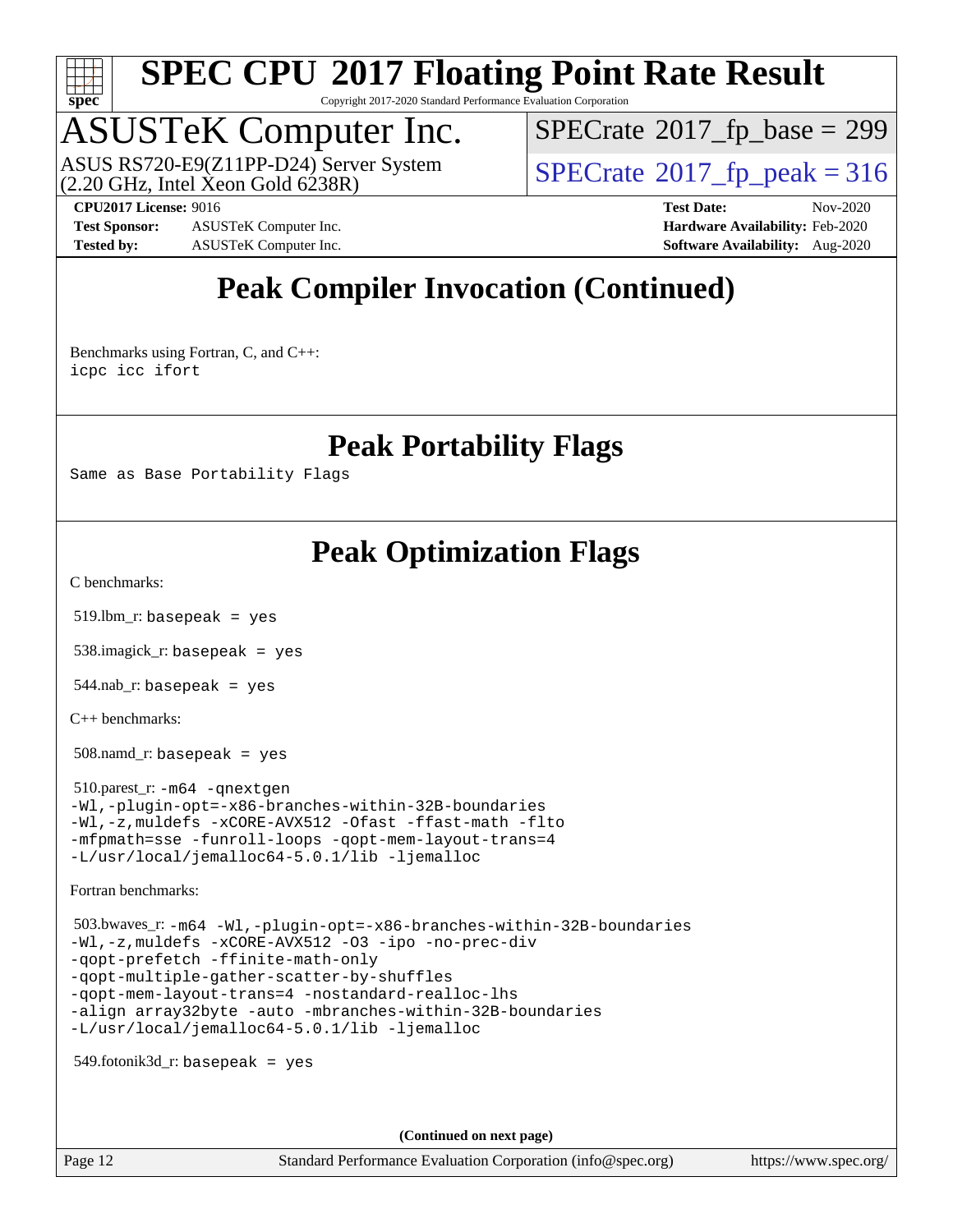# Peak Compiler Invocation (Continued)

Benchmarks using Fortran, C, and C++:
```
icpc icc ifort
```

# Peak Portability Flags

Same as Base Portability Flags

# Peak Optimization Flags

C benchmarks:

519.lbm_r: `basepeak = yes`

538.imagick_r: `basepeak = yes`

544.nab_r: `basepeak = yes`

C++ benchmarks:

508.namd_r: `basepeak = yes`

510.parest_r:
```
-m64 -qnextgen
-Wl,-plugin-opt=-x86-branches-within-32B-boundaries
-Wl,-z,muldefs -xCORE-AVX512 -Ofast -ffast-math -flto
-mfpmath=sse -funroll-loops -qopt-mem-layout-trans=4
-L/usr/local/jemalloc64-5.0.1/lib -ljemalloc
```

Fortran benchmarks:

503.bwaves_r:
```
-m64 -Wl,-plugin-opt=-x86-branches-within-32B-boundaries
-Wl,-z,muldefs -xCORE-AVX512 -O3 -ipo -no-prec-div
-qopt-prefetch -ffinite-math-only
-qopt-multiple-gather-scatter-by-shuffles
-qopt-mem-layout-trans=4 -nostandard-realloc-lhs
-align array32byte -auto -mbranches-within-32B-boundaries
-L/usr/local/jemalloc64-5.0.1/lib -ljemalloc
```

549.fotonik3d_r: `basepeak = yes`

**(Continued on next page)**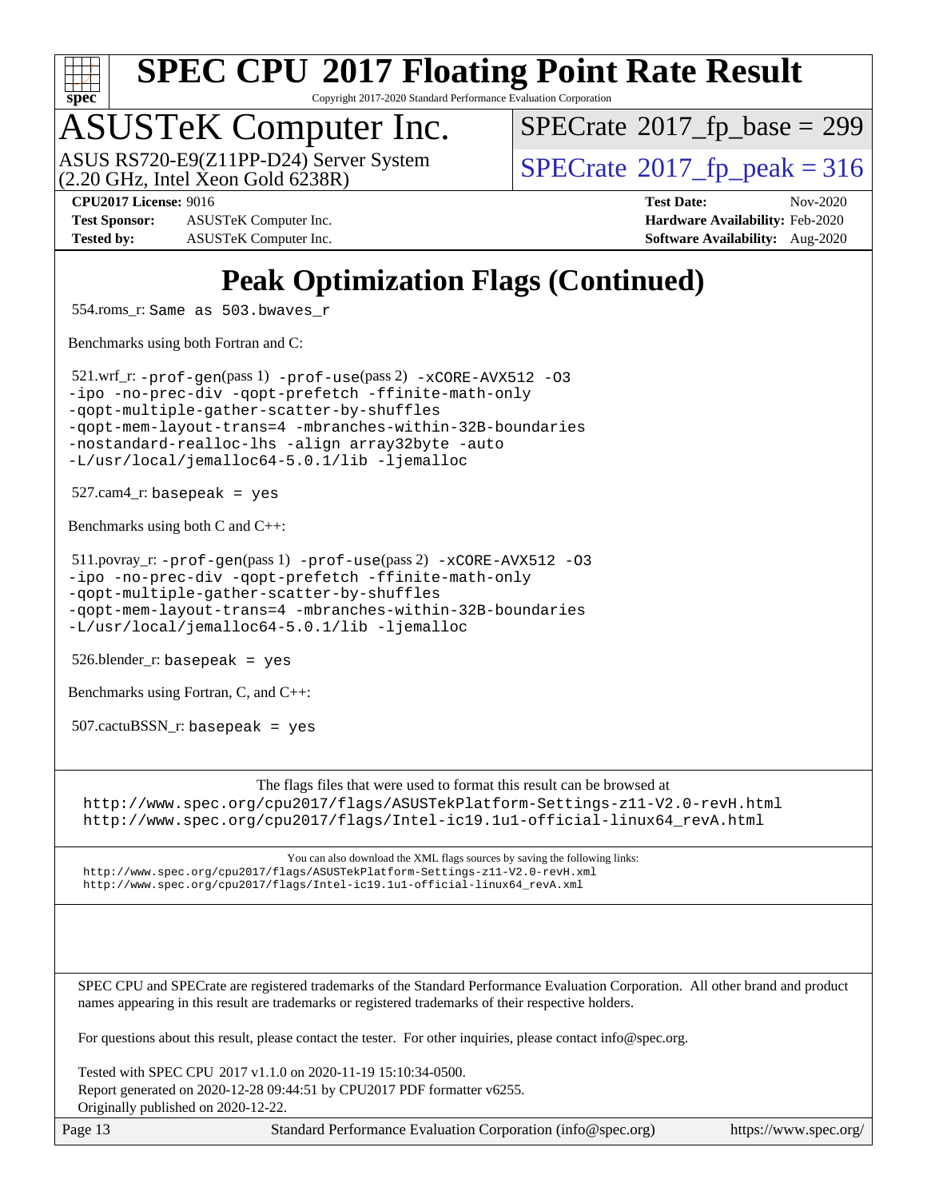# Peak Optimization Flags (Continued)

554.roms_r: Same as 503.bwaves_r

Benchmarks using both Fortran and C:

521.wrf_r: -prof-gen(pass 1) -prof-use(pass 2) -xCORE-AVX512 -O3 -ipo -no-prec-div -qopt-prefetch -ffinite-math-only -qopt-multiple-gather-scatter-by-shuffles -qopt-mem-layout-trans=4 -mbranches-within-32B-boundaries -nostandard-realloc-lhs -align array32byte -auto -L/usr/local/jemalloc64-5.0.1/lib -ljemalloc

527.cam4_r: basepeak = yes

Benchmarks using both C and C++:

511.povray_r: -prof-gen(pass 1) -prof-use(pass 2) -xCORE-AVX512 -O3 -ipo -no-prec-div -qopt-prefetch -ffinite-math-only -qopt-multiple-gather-scatter-by-shuffles -qopt-mem-layout-trans=4 -mbranches-within-32B-boundaries -L/usr/local/jemalloc64-5.0.1/lib -ljemalloc

526.blender_r: basepeak = yes

Benchmarks using Fortran, C, and C++:

507.cactuBSSN_r: basepeak = yes

The flags files that were used to format this result can be browsed at
http://www.spec.org/cpu2017/flags/ASUSTekPlatform-Settings-z11-V2.0-revH.html
http://www.spec.org/cpu2017/flags/Intel-ic19.1u1-official-linux64_revA.html

You can also download the XML flags sources by saving the following links:
http://www.spec.org/cpu2017/flags/ASUSTekPlatform-Settings-z11-V2.0-revH.xml
http://www.spec.org/cpu2017/flags/Intel-ic19.1u1-official-linux64_revA.xml

SPEC CPU and SPECrate are registered trademarks of the Standard Performance Evaluation Corporation. All other brand and product names appearing in this result are trademarks or registered trademarks of their respective holders.

For questions about this result, please contact the tester. For other inquiries, please contact info@spec.org.

Tested with SPEC CPU 2017 v1.1.0 on 2020-11-19 15:10:34-0500.
Report generated on 2020-12-28 09:44:51 by CPU2017 PDF formatter v6255.
Originally published on 2020-12-22.